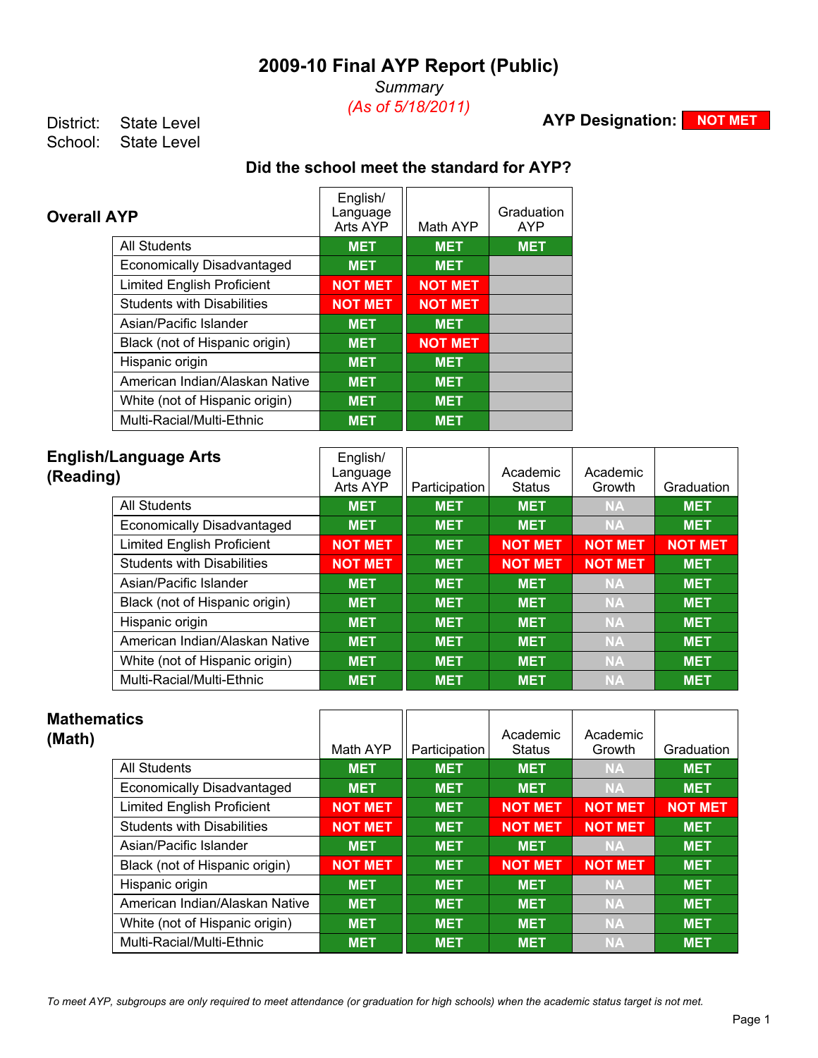# 2009-10 Final AYP Report (Public)

*Summary*

*(As of 5/18/2011)*

District: State Level

School: State Level

**AYP Designation:** NOT MET

### Did the school meet the standard for AYP?

## Overall AYP

| | English/ Language Arts AYP | Math AYP | Graduation AYP |
|---|---|---|---|
| All Students | MET | MET | MET |
| Economically Disadvantaged | MET | MET | |
| Limited English Proficient | NOT MET | NOT MET | |
| Students with Disabilities | NOT MET | NOT MET | |
| Asian/Pacific Islander | MET | MET | |
| Black (not of Hispanic origin) | MET | NOT MET | |
| Hispanic origin | MET | MET | |
| American Indian/Alaskan Native | MET | MET | |
| White (not of Hispanic origin) | MET | MET | |
| Multi-Racial/Multi-Ethnic | MET | MET | |

## English/Language Arts (Reading)

| | English/ Language Arts AYP | Participation | Academic Status | Academic Growth | Graduation |
|---|---|---|---|---|---|
| All Students | MET | MET | MET | NA | MET |
| Economically Disadvantaged | MET | MET | MET | NA | MET |
| Limited English Proficient | NOT MET | MET | NOT MET | NOT MET | NOT MET |
| Students with Disabilities | NOT MET | MET | NOT MET | NOT MET | MET |
| Asian/Pacific Islander | MET | MET | MET | NA | MET |
| Black (not of Hispanic origin) | MET | MET | MET | NA | MET |
| Hispanic origin | MET | MET | MET | NA | MET |
| American Indian/Alaskan Native | MET | MET | MET | NA | MET |
| White (not of Hispanic origin) | MET | MET | MET | NA | MET |
| Multi-Racial/Multi-Ethnic | MET | MET | MET | NA | MET |

## Mathematics (Math)

| | Math AYP | Participation | Academic Status | Academic Growth | Graduation |
|---|---|---|---|---|---|
| All Students | MET | MET | MET | NA | MET |
| Economically Disadvantaged | MET | MET | MET | NA | MET |
| Limited English Proficient | NOT MET | MET | NOT MET | NOT MET | NOT MET |
| Students with Disabilities | NOT MET | MET | NOT MET | NOT MET | MET |
| Asian/Pacific Islander | MET | MET | MET | NA | MET |
| Black (not of Hispanic origin) | NOT MET | MET | NOT MET | NOT MET | MET |
| Hispanic origin | MET | MET | MET | NA | MET |
| American Indian/Alaskan Native | MET | MET | MET | NA | MET |
| White (not of Hispanic origin) | MET | MET | MET | NA | MET |
| Multi-Racial/Multi-Ethnic | MET | MET | MET | NA | MET |

*To meet AYP, subgroups are only required to meet attendance (or graduation for high schools) when the academic status target is not met.*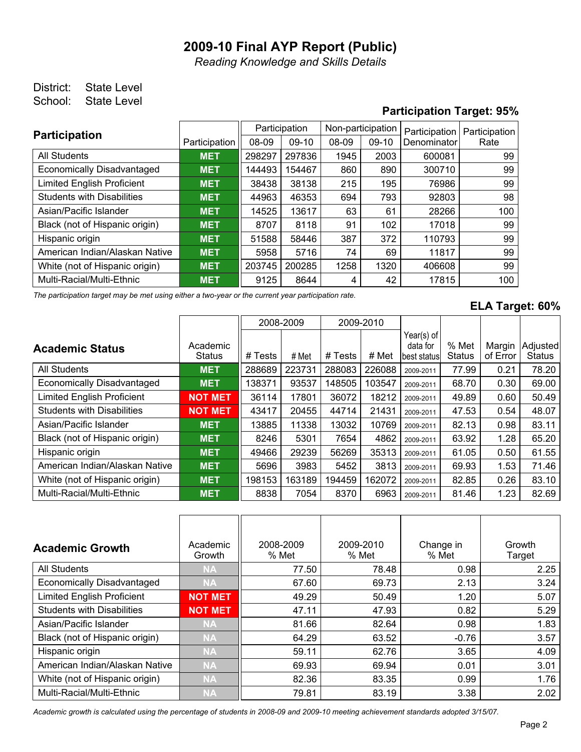# 2009-10 Final AYP Report (Public)

*Reading Knowledge and Skills Details*

District: State Level
School: State Level

**Participation Target: 95%**

| Participation | Participation | Participation | | Non-participation | | Participation Denominator | Participation Rate |
|---|---|---|---|---|---|---|---|
| | | 08-09 | 09-10 | 08-09 | 09-10 | | |
| All Students | MET | 298297 | 297836 | 1945 | 2003 | 600081 | 99 |
| Economically Disadvantaged | MET | 144493 | 154467 | 860 | 890 | 300710 | 99 |
| Limited English Proficient | MET | 38438 | 38138 | 215 | 195 | 76986 | 99 |
| Students with Disabilities | MET | 44963 | 46353 | 694 | 793 | 92803 | 98 |
| Asian/Pacific Islander | MET | 14525 | 13617 | 63 | 61 | 28266 | 100 |
| Black (not of Hispanic origin) | MET | 8707 | 8118 | 91 | 102 | 17018 | 99 |
| Hispanic origin | MET | 51588 | 58446 | 387 | 372 | 110793 | 99 |
| American Indian/Alaskan Native | MET | 5958 | 5716 | 74 | 69 | 11817 | 99 |
| White (not of Hispanic origin) | MET | 203745 | 200285 | 1258 | 1320 | 406608 | 99 |
| Multi-Racial/Multi-Ethnic | MET | 9125 | 8644 | 4 | 42 | 17815 | 100 |

*The participation target may be met using either a two-year or the current year participation rate.*

**ELA Target: 60%**

| Academic Status | Academic Status | 2008-2009 | | 2009-2010 | | Year(s) of data for best status | % Met Status | Margin of Error | Adjusted Status |
|---|---|---|---|---|---|---|---|---|---|
| | | # Tests | # Met | # Tests | # Met | | | | |
| All Students | MET | 288689 | 223731 | 288083 | 226088 | 2009-2011 | 77.99 | 0.21 | 78.20 |
| Economically Disadvantaged | MET | 138371 | 93537 | 148505 | 103547 | 2009-2011 | 68.70 | 0.30 | 69.00 |
| Limited English Proficient | NOT MET | 36114 | 17801 | 36072 | 18212 | 2009-2011 | 49.89 | 0.60 | 50.49 |
| Students with Disabilities | NOT MET | 43417 | 20455 | 44714 | 21431 | 2009-2011 | 47.53 | 0.54 | 48.07 |
| Asian/Pacific Islander | MET | 13885 | 11338 | 13032 | 10769 | 2009-2011 | 82.13 | 0.98 | 83.11 |
| Black (not of Hispanic origin) | MET | 8246 | 5301 | 7654 | 4862 | 2009-2011 | 63.92 | 1.28 | 65.20 |
| Hispanic origin | MET | 49466 | 29239 | 56269 | 35313 | 2009-2011 | 61.05 | 0.50 | 61.55 |
| American Indian/Alaskan Native | MET | 5696 | 3983 | 5452 | 3813 | 2009-2011 | 69.93 | 1.53 | 71.46 |
| White (not of Hispanic origin) | MET | 198153 | 163189 | 194459 | 162072 | 2009-2011 | 82.85 | 0.26 | 83.10 |
| Multi-Racial/Multi-Ethnic | MET | 8838 | 7054 | 8370 | 6963 | 2009-2011 | 81.46 | 1.23 | 82.69 |

| Academic Growth | Academic Growth | 2008-2009 % Met | 2009-2010 % Met | Change in % Met | Growth Target |
|---|---|---|---|---|---|
| All Students | NA | 77.50 | 78.48 | 0.98 | 2.25 |
| Economically Disadvantaged | NA | 67.60 | 69.73 | 2.13 | 3.24 |
| Limited English Proficient | NOT MET | 49.29 | 50.49 | 1.20 | 5.07 |
| Students with Disabilities | NOT MET | 47.11 | 47.93 | 0.82 | 5.29 |
| Asian/Pacific Islander | NA | 81.66 | 82.64 | 0.98 | 1.83 |
| Black (not of Hispanic origin) | NA | 64.29 | 63.52 | -0.76 | 3.57 |
| Hispanic origin | NA | 59.11 | 62.76 | 3.65 | 4.09 |
| American Indian/Alaskan Native | NA | 69.93 | 69.94 | 0.01 | 3.01 |
| White (not of Hispanic origin) | NA | 82.36 | 83.35 | 0.99 | 1.76 |
| Multi-Racial/Multi-Ethnic | NA | 79.81 | 83.19 | 3.38 | 2.02 |

*Academic growth is calculated using the percentage of students in 2008-09 and 2009-10 meeting achievement standards adopted 3/15/07.*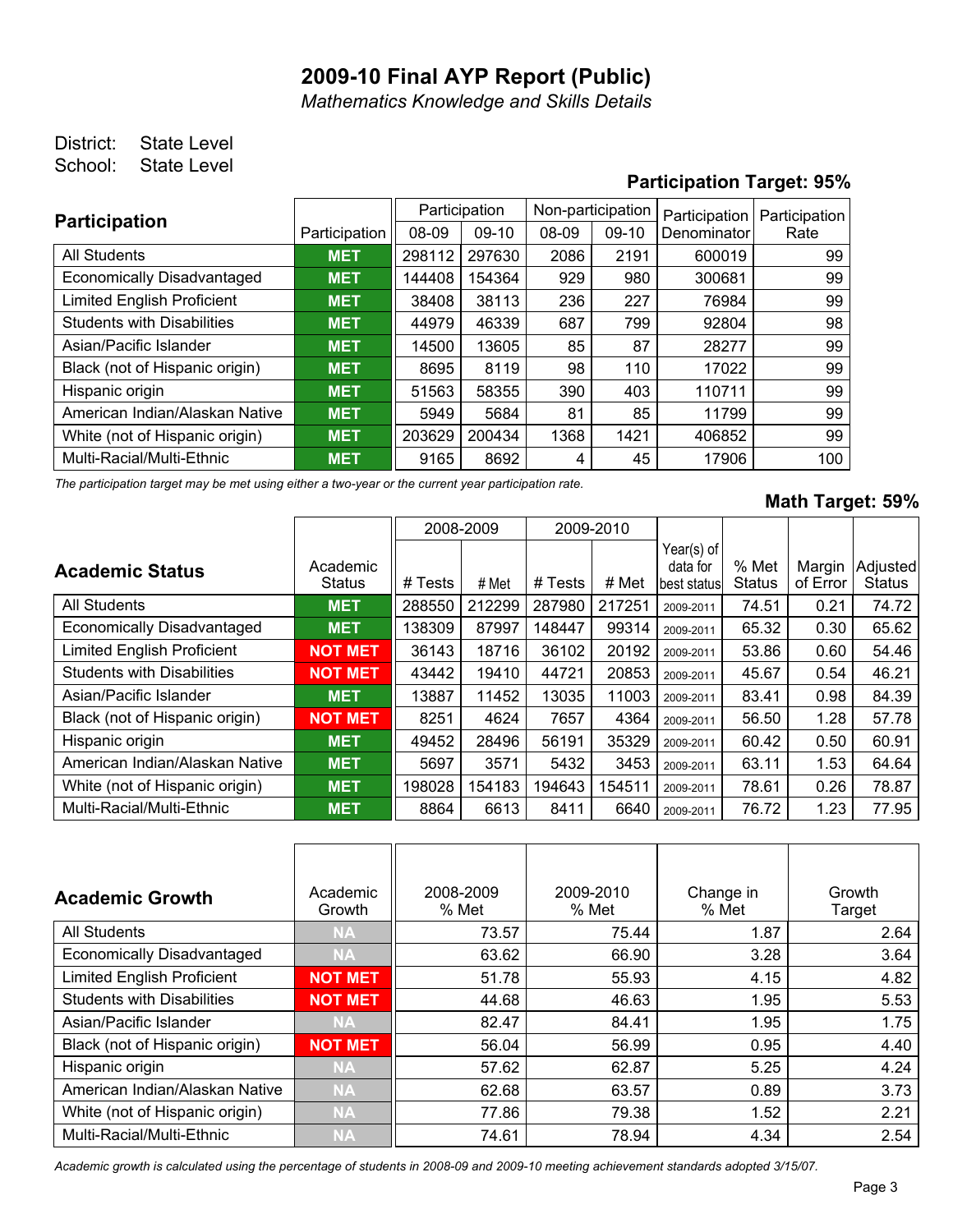# 2009-10 Final AYP Report (Public)

*Mathematics Knowledge and Skills Details*

District: State Level
School: State Level

**Participation Target: 95%**

| Participation | Participation | Participation 08-09 | Participation 09-10 | Non-participation 08-09 | Non-participation 09-10 | Participation Denominator | Participation Rate |
|---|---|---|---|---|---|---|---|
| All Students | MET | 298112 | 297630 | 2086 | 2191 | 600019 | 99 |
| Economically Disadvantaged | MET | 144408 | 154364 | 929 | 980 | 300681 | 99 |
| Limited English Proficient | MET | 38408 | 38113 | 236 | 227 | 76984 | 99 |
| Students with Disabilities | MET | 44979 | 46339 | 687 | 799 | 92804 | 98 |
| Asian/Pacific Islander | MET | 14500 | 13605 | 85 | 87 | 28277 | 99 |
| Black (not of Hispanic origin) | MET | 8695 | 8119 | 98 | 110 | 17022 | 99 |
| Hispanic origin | MET | 51563 | 58355 | 390 | 403 | 110711 | 99 |
| American Indian/Alaskan Native | MET | 5949 | 5684 | 81 | 85 | 11799 | 99 |
| White (not of Hispanic origin) | MET | 203629 | 200434 | 1368 | 1421 | 406852 | 99 |
| Multi-Racial/Multi-Ethnic | MET | 9165 | 8692 | 4 | 45 | 17906 | 100 |

*The participation target may be met using either a two-year or the current year participation rate.*

**Math Target: 59%**

| Academic Status | Academic Status | 2008-2009 # Tests | 2008-2009 # Met | 2009-2010 # Tests | 2009-2010 # Met | Year(s) of data for best status | % Met Status | Margin of Error | Adjusted Status |
|---|---|---|---|---|---|---|---|---|---|
| All Students | MET | 288550 | 212299 | 287980 | 217251 | 2009-2011 | 74.51 | 0.21 | 74.72 |
| Economically Disadvantaged | MET | 138309 | 87997 | 148447 | 99314 | 2009-2011 | 65.32 | 0.30 | 65.62 |
| Limited English Proficient | NOT MET | 36143 | 18716 | 36102 | 20192 | 2009-2011 | 53.86 | 0.60 | 54.46 |
| Students with Disabilities | NOT MET | 43442 | 19410 | 44721 | 20853 | 2009-2011 | 45.67 | 0.54 | 46.21 |
| Asian/Pacific Islander | MET | 13887 | 11452 | 13035 | 11003 | 2009-2011 | 83.41 | 0.98 | 84.39 |
| Black (not of Hispanic origin) | NOT MET | 8251 | 4624 | 7657 | 4364 | 2009-2011 | 56.50 | 1.28 | 57.78 |
| Hispanic origin | MET | 49452 | 28496 | 56191 | 35329 | 2009-2011 | 60.42 | 0.50 | 60.91 |
| American Indian/Alaskan Native | MET | 5697 | 3571 | 5432 | 3453 | 2009-2011 | 63.11 | 1.53 | 64.64 |
| White (not of Hispanic origin) | MET | 198028 | 154183 | 194643 | 154511 | 2009-2011 | 78.61 | 0.26 | 78.87 |
| Multi-Racial/Multi-Ethnic | MET | 8864 | 6613 | 8411 | 6640 | 2009-2011 | 76.72 | 1.23 | 77.95 |

| Academic Growth | Academic Growth | 2008-2009 % Met | 2009-2010 % Met | Change in % Met | Growth Target |
|---|---|---|---|---|---|
| All Students | NA | 73.57 | 75.44 | 1.87 | 2.64 |
| Economically Disadvantaged | NA | 63.62 | 66.90 | 3.28 | 3.64 |
| Limited English Proficient | NOT MET | 51.78 | 55.93 | 4.15 | 4.82 |
| Students with Disabilities | NOT MET | 44.68 | 46.63 | 1.95 | 5.53 |
| Asian/Pacific Islander | NA | 82.47 | 84.41 | 1.95 | 1.75 |
| Black (not of Hispanic origin) | NOT MET | 56.04 | 56.99 | 0.95 | 4.40 |
| Hispanic origin | NA | 57.62 | 62.87 | 5.25 | 4.24 |
| American Indian/Alaskan Native | NA | 62.68 | 63.57 | 0.89 | 3.73 |
| White (not of Hispanic origin) | NA | 77.86 | 79.38 | 1.52 | 2.21 |
| Multi-Racial/Multi-Ethnic | NA | 74.61 | 78.94 | 4.34 | 2.54 |

*Academic growth is calculated using the percentage of students in 2008-09 and 2009-10 meeting achievement standards adopted 3/15/07.*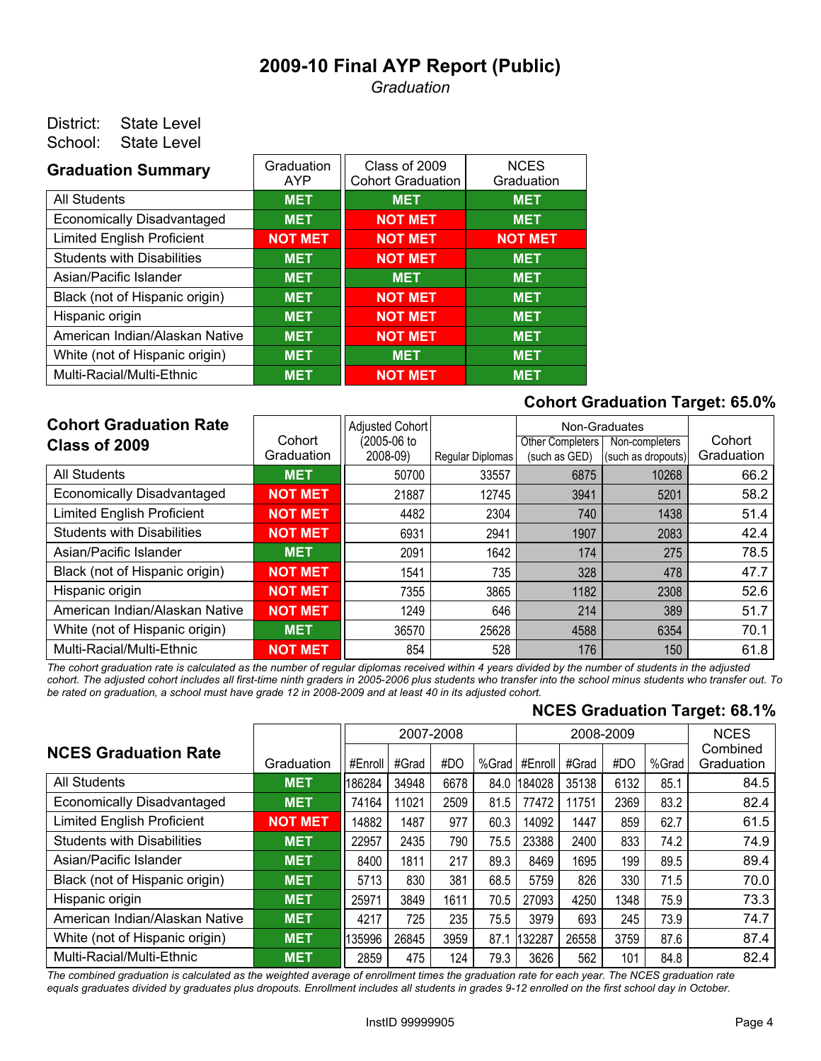# 2009-10 Final AYP Report (Public)

*Graduation*

District: State Level
School: State Level

| Graduation Summary | Graduation AYP | Class of 2009 Cohort Graduation | NCES Graduation |
|---|---|---|---|
| All Students | MET | MET | MET |
| Economically Disadvantaged | MET | NOT MET | MET |
| Limited English Proficient | NOT MET | NOT MET | NOT MET |
| Students with Disabilities | MET | NOT MET | MET |
| Asian/Pacific Islander | MET | MET | MET |
| Black (not of Hispanic origin) | MET | NOT MET | MET |
| Hispanic origin | MET | NOT MET | MET |
| American Indian/Alaskan Native | MET | NOT MET | MET |
| White (not of Hispanic origin) | MET | MET | MET |
| Multi-Racial/Multi-Ethnic | MET | NOT MET | MET |

**Cohort Graduation Target: 65.0%**

| Cohort Graduation Rate Class of 2009 | Cohort Graduation | Adjusted Cohort (2005-06 to 2008-09) | Regular Diplomas | Non-Graduates: Other Completers (such as GED) | Non-Graduates: Non-completers (such as dropouts) | Cohort Graduation |
|---|---|---|---|---|---|---|
| All Students | MET | 50700 | 33557 | 6875 | 10268 | 66.2 |
| Economically Disadvantaged | NOT MET | 21887 | 12745 | 3941 | 5201 | 58.2 |
| Limited English Proficient | NOT MET | 4482 | 2304 | 740 | 1438 | 51.4 |
| Students with Disabilities | NOT MET | 6931 | 2941 | 1907 | 2083 | 42.4 |
| Asian/Pacific Islander | MET | 2091 | 1642 | 174 | 275 | 78.5 |
| Black (not of Hispanic origin) | NOT MET | 1541 | 735 | 328 | 478 | 47.7 |
| Hispanic origin | NOT MET | 7355 | 3865 | 1182 | 2308 | 52.6 |
| American Indian/Alaskan Native | NOT MET | 1249 | 646 | 214 | 389 | 51.7 |
| White (not of Hispanic origin) | MET | 36570 | 25628 | 4588 | 6354 | 70.1 |
| Multi-Racial/Multi-Ethnic | NOT MET | 854 | 528 | 176 | 150 | 61.8 |

*The cohort graduation rate is calculated as the number of regular diplomas received within 4 years divided by the number of students in the adjusted cohort. The adjusted cohort includes all first-time ninth graders in 2005-2006 plus students who transfer into the school minus students who transfer out. To be rated on graduation, a school must have grade 12 in 2008-2009 and at least 40 in its adjusted cohort.*

**NCES Graduation Target: 68.1%**

| NCES Graduation Rate | Graduation | 2007-2008 #Enroll | 2007-2008 #Grad | 2007-2008 #DO | 2007-2008 %Grad | 2008-2009 #Enroll | 2008-2009 #Grad | 2008-2009 #DO | 2008-2009 %Grad | NCES Combined Graduation |
|---|---|---|---|---|---|---|---|---|---|---|
| All Students | MET | 186284 | 34948 | 6678 | 84.0 | 184028 | 35138 | 6132 | 85.1 | 84.5 |
| Economically Disadvantaged | MET | 74164 | 11021 | 2509 | 81.5 | 77472 | 11751 | 2369 | 83.2 | 82.4 |
| Limited English Proficient | NOT MET | 14882 | 1487 | 977 | 60.3 | 14092 | 1447 | 859 | 62.7 | 61.5 |
| Students with Disabilities | MET | 22957 | 2435 | 790 | 75.5 | 23388 | 2400 | 833 | 74.2 | 74.9 |
| Asian/Pacific Islander | MET | 8400 | 1811 | 217 | 89.3 | 8469 | 1695 | 199 | 89.5 | 89.4 |
| Black (not of Hispanic origin) | MET | 5713 | 830 | 381 | 68.5 | 5759 | 826 | 330 | 71.5 | 70.0 |
| Hispanic origin | MET | 25971 | 3849 | 1611 | 70.5 | 27093 | 4250 | 1348 | 75.9 | 73.3 |
| American Indian/Alaskan Native | MET | 4217 | 725 | 235 | 75.5 | 3979 | 693 | 245 | 73.9 | 74.7 |
| White (not of Hispanic origin) | MET | 135996 | 26845 | 3959 | 87.1 | 132287 | 26558 | 3759 | 87.6 | 87.4 |
| Multi-Racial/Multi-Ethnic | MET | 2859 | 475 | 124 | 79.3 | 3626 | 562 | 101 | 84.8 | 82.4 |

*The combined graduation is calculated as the weighted average of enrollment times the graduation rate for each year. The NCES graduation rate equals graduates divided by graduates plus dropouts. Enrollment includes all students in grades 9-12 enrolled on the first school day in October.*

InstID 99999905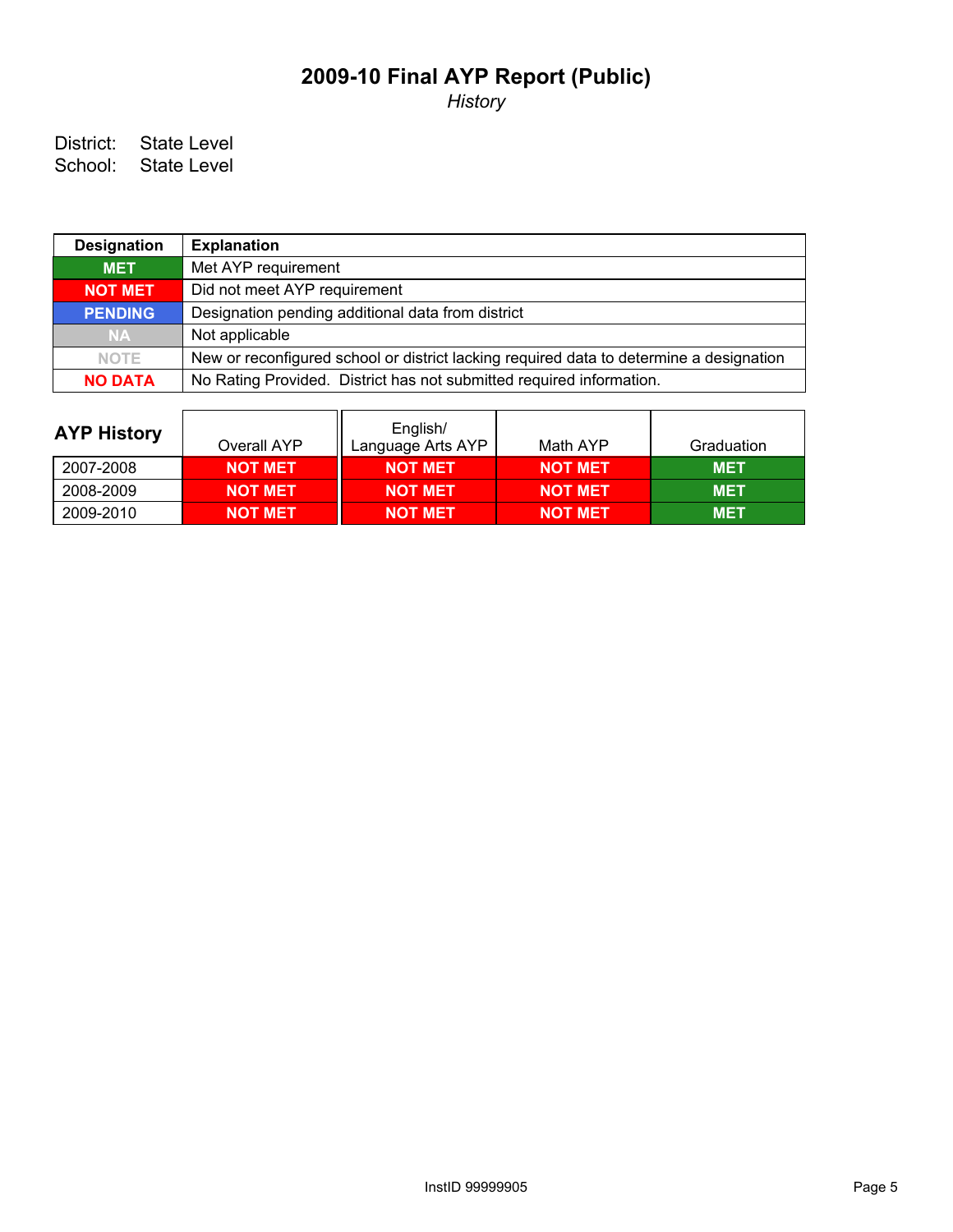# 2009-10 Final AYP Report (Public)

*History*

District: State Level
School: State Level

| Designation | Explanation |
|---|---|
| **MET** | Met AYP requirement |
| **NOT MET** | Did not meet AYP requirement |
| **PENDING** | Designation pending additional data from district |
| **NA** | Not applicable |
| **NOTE** | New or reconfigured school or district lacking required data to determine a designation |
| **NO DATA** | No Rating Provided. District has not submitted required information. |

| AYP History | Overall AYP | English/ Language Arts AYP | Math AYP | Graduation |
|---|---|---|---|---|
| 2007-2008 | NOT MET | NOT MET | NOT MET | MET |
| 2008-2009 | NOT MET | NOT MET | NOT MET | MET |
| 2009-2010 | NOT MET | NOT MET | NOT MET | MET |

InstID 99999905